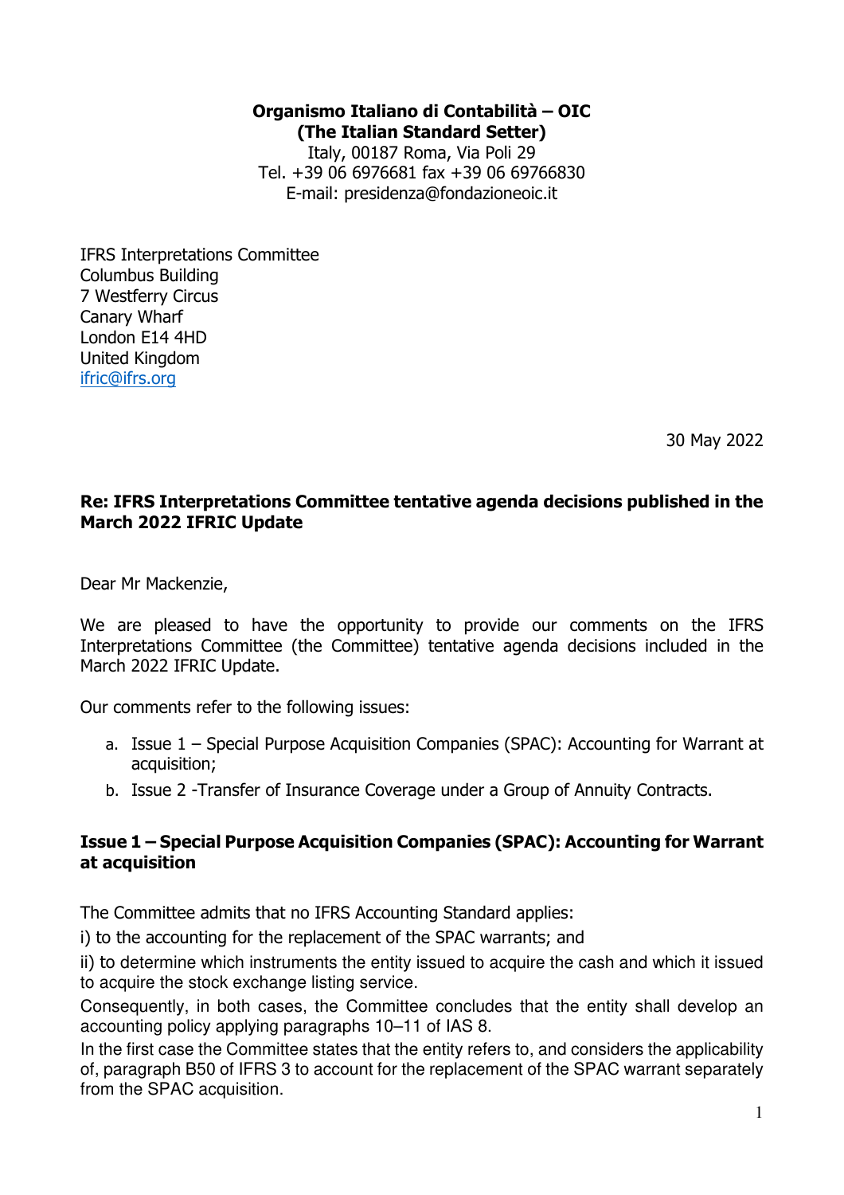**Organismo Italiano di Contabilità – OIC**
**(The Italian Standard Setter)**
Italy, 00187 Roma, Via Poli 29
Tel. +39 06 6976681 fax +39 06 69766830
E-mail: presidenza@fondazioneoic.it

IFRS Interpretations Committee
Columbus Building
7 Westferry Circus
Canary Wharf
London E14 4HD
United Kingdom
ifric@ifrs.org

30 May 2022

**Re: IFRS Interpretations Committee tentative agenda decisions published in the March 2022 IFRIC Update**

Dear Mr Mackenzie,

We are pleased to have the opportunity to provide our comments on the IFRS Interpretations Committee (the Committee) tentative agenda decisions included in the March 2022 IFRIC Update.

Our comments refer to the following issues:

a. Issue 1 – Special Purpose Acquisition Companies (SPAC): Accounting for Warrant at acquisition;
b. Issue 2 -Transfer of Insurance Coverage under a Group of Annuity Contracts.

## Issue 1 – Special Purpose Acquisition Companies (SPAC): Accounting for Warrant at acquisition

The Committee admits that no IFRS Accounting Standard applies:

i) to the accounting for the replacement of the SPAC warrants; and

ii) to determine which instruments the entity issued to acquire the cash and which it issued to acquire the stock exchange listing service.

Consequently, in both cases, the Committee concludes that the entity shall develop an accounting policy applying paragraphs 10–11 of IAS 8.

In the first case the Committee states that the entity refers to, and considers the applicability of, paragraph B50 of IFRS 3 to account for the replacement of the SPAC warrant separately from the SPAC acquisition.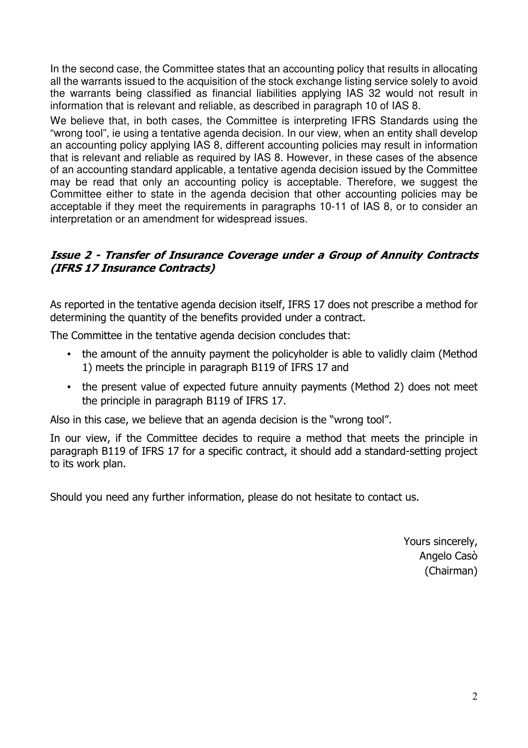In the second case, the Committee states that an accounting policy that results in allocating all the warrants issued to the acquisition of the stock exchange listing service solely to avoid the warrants being classified as financial liabilities applying IAS 32 would not result in information that is relevant and reliable, as described in paragraph 10 of IAS 8.

We believe that, in both cases, the Committee is interpreting IFRS Standards using the "wrong tool", ie using a tentative agenda decision. In our view, when an entity shall develop an accounting policy applying IAS 8, different accounting policies may result in information that is relevant and reliable as required by IAS 8. However, in these cases of the absence of an accounting standard applicable, a tentative agenda decision issued by the Committee may be read that only an accounting policy is acceptable. Therefore, we suggest the Committee either to state in the agenda decision that other accounting policies may be acceptable if they meet the requirements in paragraphs 10-11 of IAS 8, or to consider an interpretation or an amendment for widespread issues.

### *Issue 2 - Transfer of Insurance Coverage under a Group of Annuity Contracts (IFRS 17 Insurance Contracts)*

As reported in the tentative agenda decision itself, IFRS 17 does not prescribe a method for determining the quantity of the benefits provided under a contract.

The Committee in the tentative agenda decision concludes that:

- the amount of the annuity payment the policyholder is able to validly claim (Method 1) meets the principle in paragraph B119 of IFRS 17 and
- the present value of expected future annuity payments (Method 2) does not meet the principle in paragraph B119 of IFRS 17.

Also in this case, we believe that an agenda decision is the "wrong tool".

In our view, if the Committee decides to require a method that meets the principle in paragraph B119 of IFRS 17 for a specific contract, it should add a standard-setting project to its work plan.

Should you need any further information, please do not hesitate to contact us.

Yours sincerely,
Angelo Casò
(Chairman)